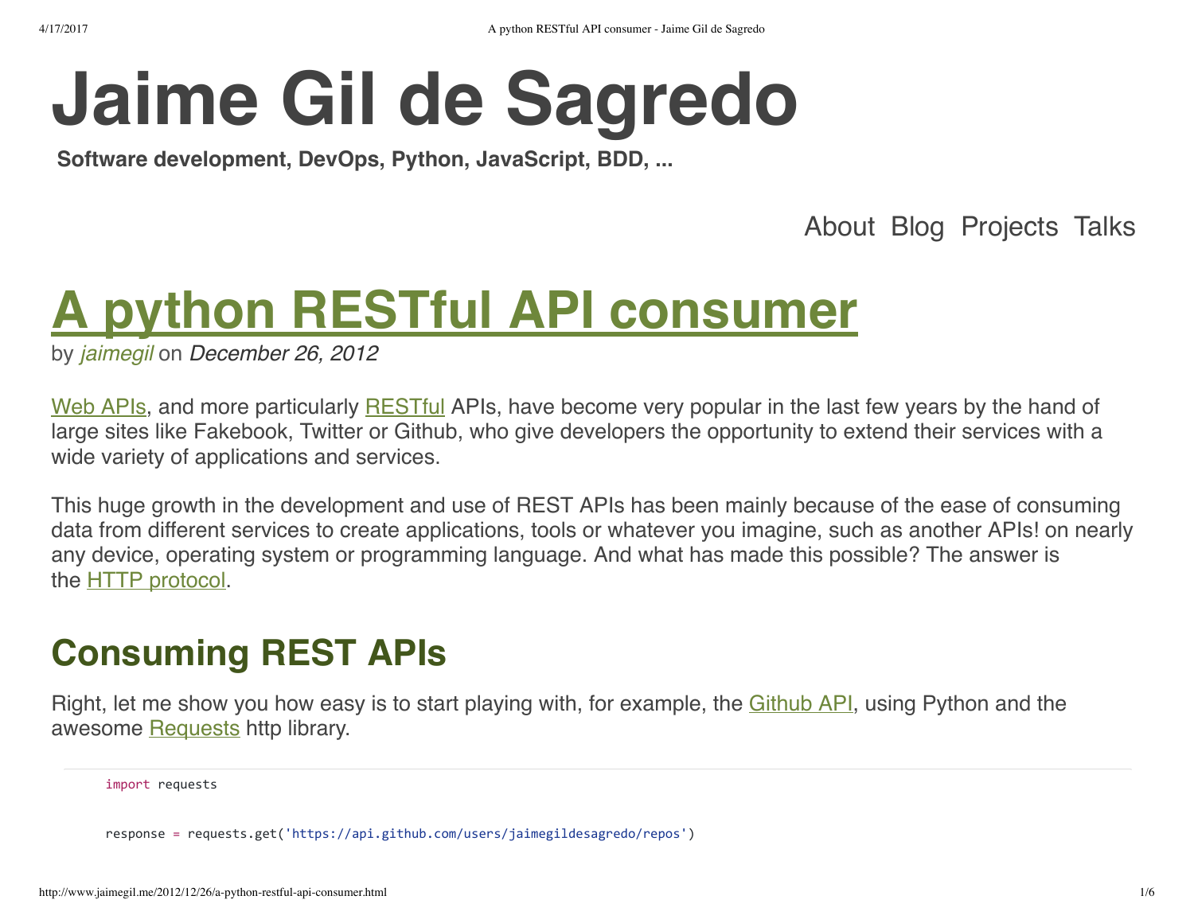# Jaime Gil de Sagredo

**Software development, DevOps, Python, JavaScript, BDD, ...**

About Blog Projects Talks

# A python RESTful API consumer

by *jaimegil* on *December 26, 2012*

Web APIs, and more particularly RESTful APIs, have become very popular in the last few years by the hand of large sites like Fakebook, Twitter or Github, who give developers the opportunity to extend their services with a wide variety of applications and services.

This huge growth in the development and use of REST APIs has been mainly because of the ease of consuming data from different services to create applications, tools or whatever you imagine, such as another APIs! on nearly any device, operating system or programming language. And what has made this possible? The answer is the HTTP protocol.

## Consuming REST APIs

Right, let me show you how easy is to start playing with, for example, the Github API, using Python and the awesome Requests http library.

```
import requests


response = requests.get('https://api.github.com/users/jaimegildesagredo/repos')
```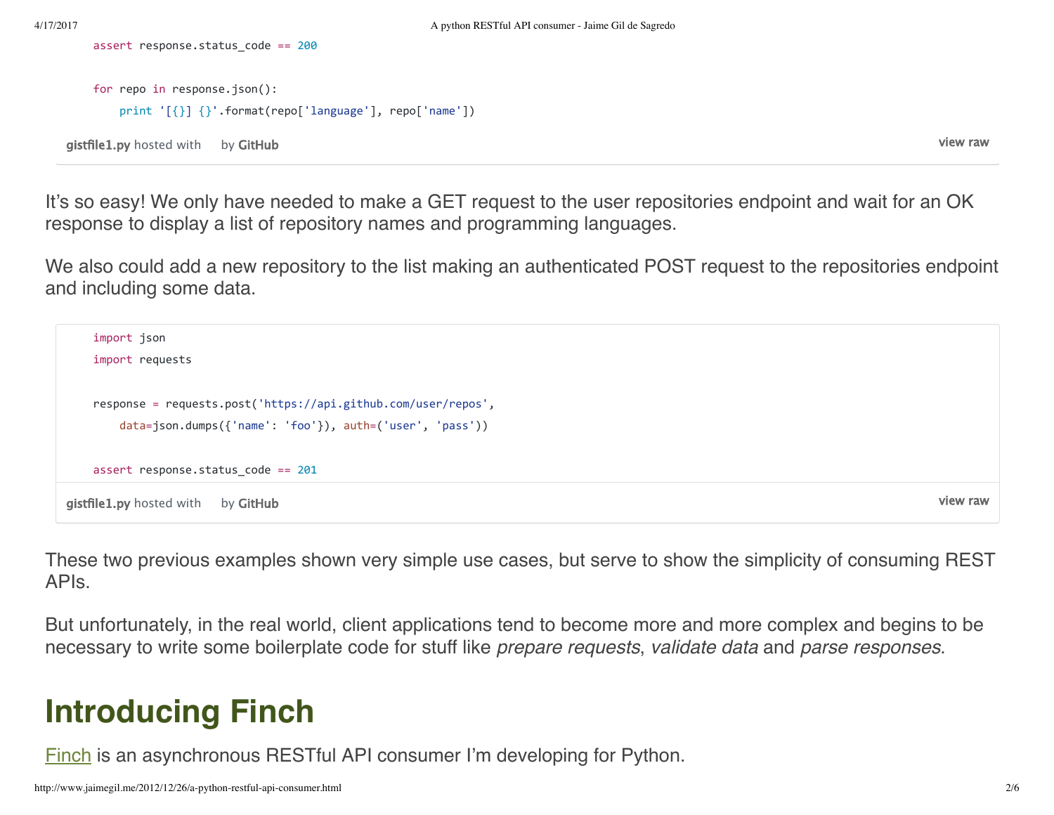```python
assert response.status_code == 200

for repo in response.json():
    print '[{}] {}'.format(repo['language'], repo['name'])
```

gistfile1.py hosted with by GitHub — view raw

It's so easy! We only have needed to make a GET request to the user repositories endpoint and wait for an OK response to display a list of repository names and programming languages.

We also could add a new repository to the list making an authenticated POST request to the repositories endpoint and including some data.

```python
import json
import requests

response = requests.post('https://api.github.com/user/repos',
    data=json.dumps({'name': 'foo'}), auth=('user', 'pass'))

assert response.status_code == 201
```

gistfile1.py hosted with by GitHub — view raw

These two previous examples shown very simple use cases, but serve to show the simplicity of consuming REST APIs.

But unfortunately, in the real world, client applications tend to become more and more complex and begins to be necessary to write some boilerplate code for stuff like *prepare requests*, *validate data* and *parse responses*.

# Introducing Finch

[Finch](#) is an asynchronous RESTful API consumer I'm developing for Python.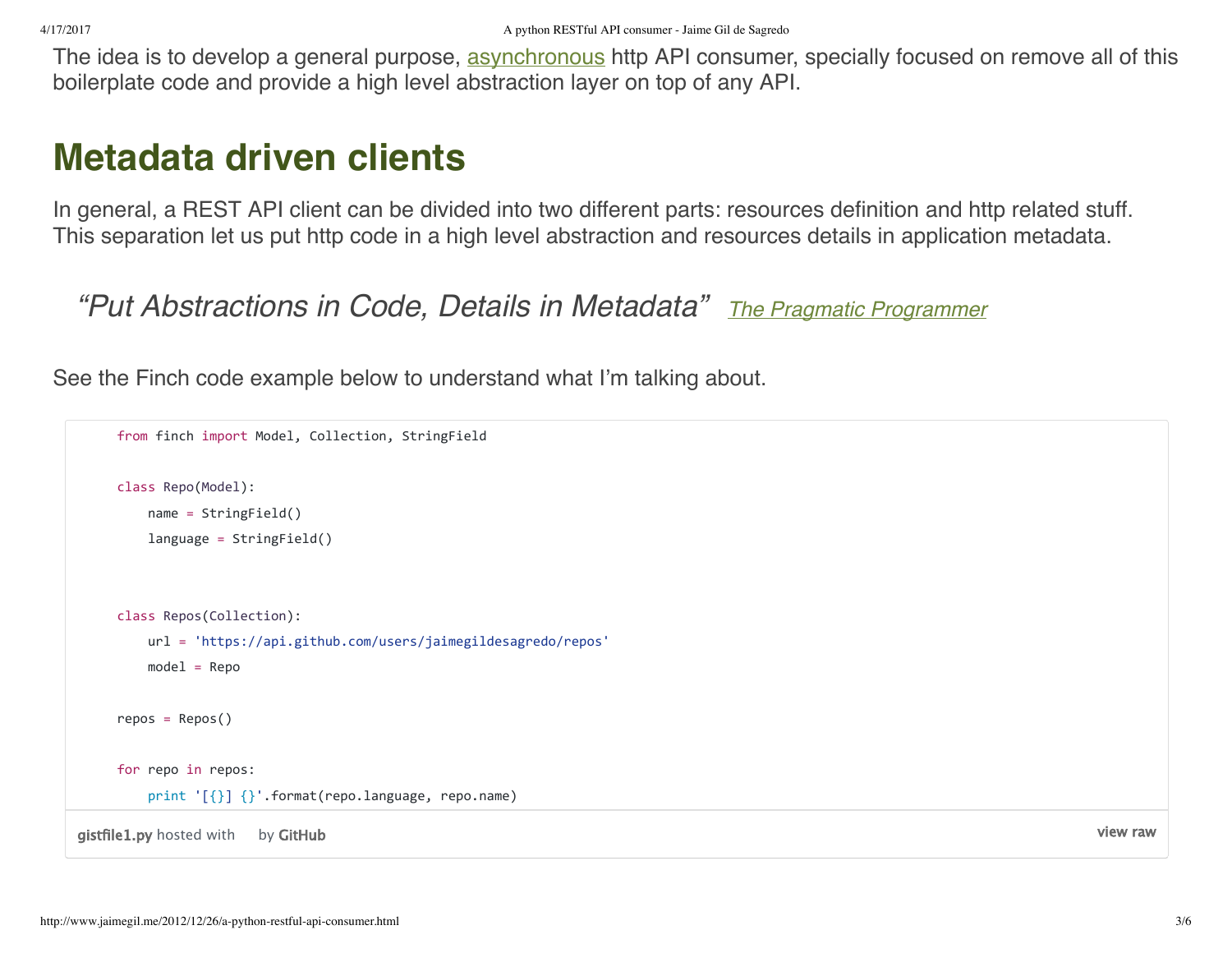The idea is to develop a general purpose, asynchronous http API consumer, specially focused on remove all of this boilerplate code and provide a high level abstraction layer on top of any API.

# Metadata driven clients

In general, a REST API client can be divided into two different parts: resources definition and http related stuff. This separation let us put http code in a high level abstraction and resources details in application metadata.

> *"Put Abstractions in Code, Details in Metadata"* *The Pragmatic Programmer*

See the Finch code example below to understand what I'm talking about.

```python
from finch import Model, Collection, StringField

class Repo(Model):
    name = StringField()
    language = StringField()


class Repos(Collection):
    url = 'https://api.github.com/users/jaimegildesagredo/repos'
    model = Repo

repos = Repos()

for repo in repos:
    print '[{}] {}'.format(repo.language, repo.name)
```

gistfile1.py hosted with by GitHub view raw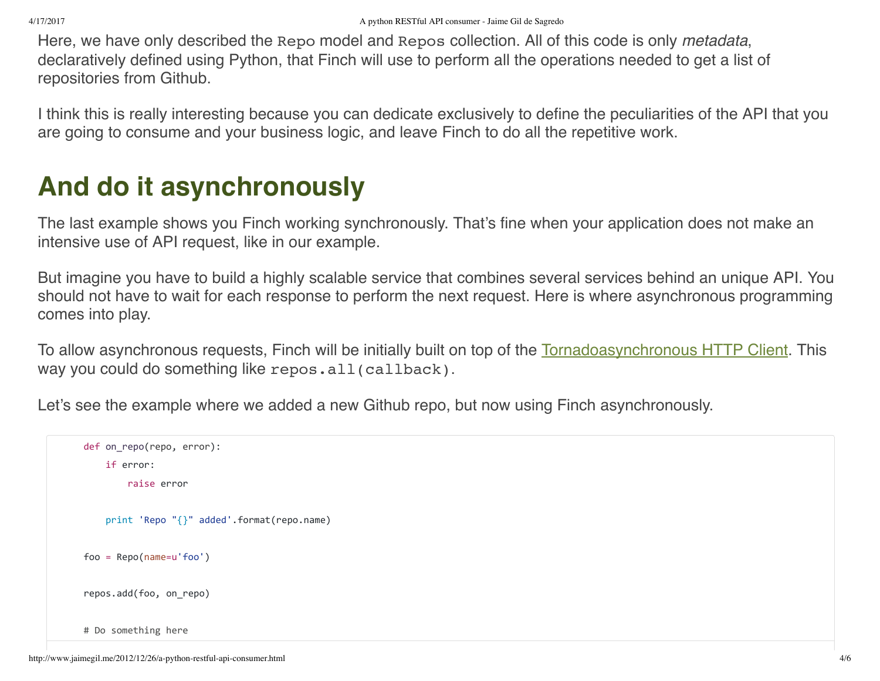Here, we have only described the `Repo` model and `Repos` collection. All of this code is only *metadata*, declaratively defined using Python, that Finch will use to perform all the operations needed to get a list of repositories from Github.

I think this is really interesting because you can dedicate exclusively to define the peculiarities of the API that you are going to consume and your business logic, and leave Finch to do all the repetitive work.

## And do it asynchronously

The last example shows you Finch working synchronously. That's fine when your application does not make an intensive use of API request, like in our example.

But imagine you have to build a highly scalable service that combines several services behind an unique API. You should not have to wait for each response to perform the next request. Here is where asynchronous programming comes into play.

To allow asynchronous requests, Finch will be initially built on top of the [Tornadoasynchronous HTTP Client](). This way you could do something like `repos.all(callback)`.

Let's see the example where we added a new Github repo, but now using Finch asynchronously.

```
def on_repo(repo, error):
    if error:
        raise error

    print 'Repo "{}" added'.format(repo.name)

foo = Repo(name=u'foo')

repos.add(foo, on_repo)

# Do something here
```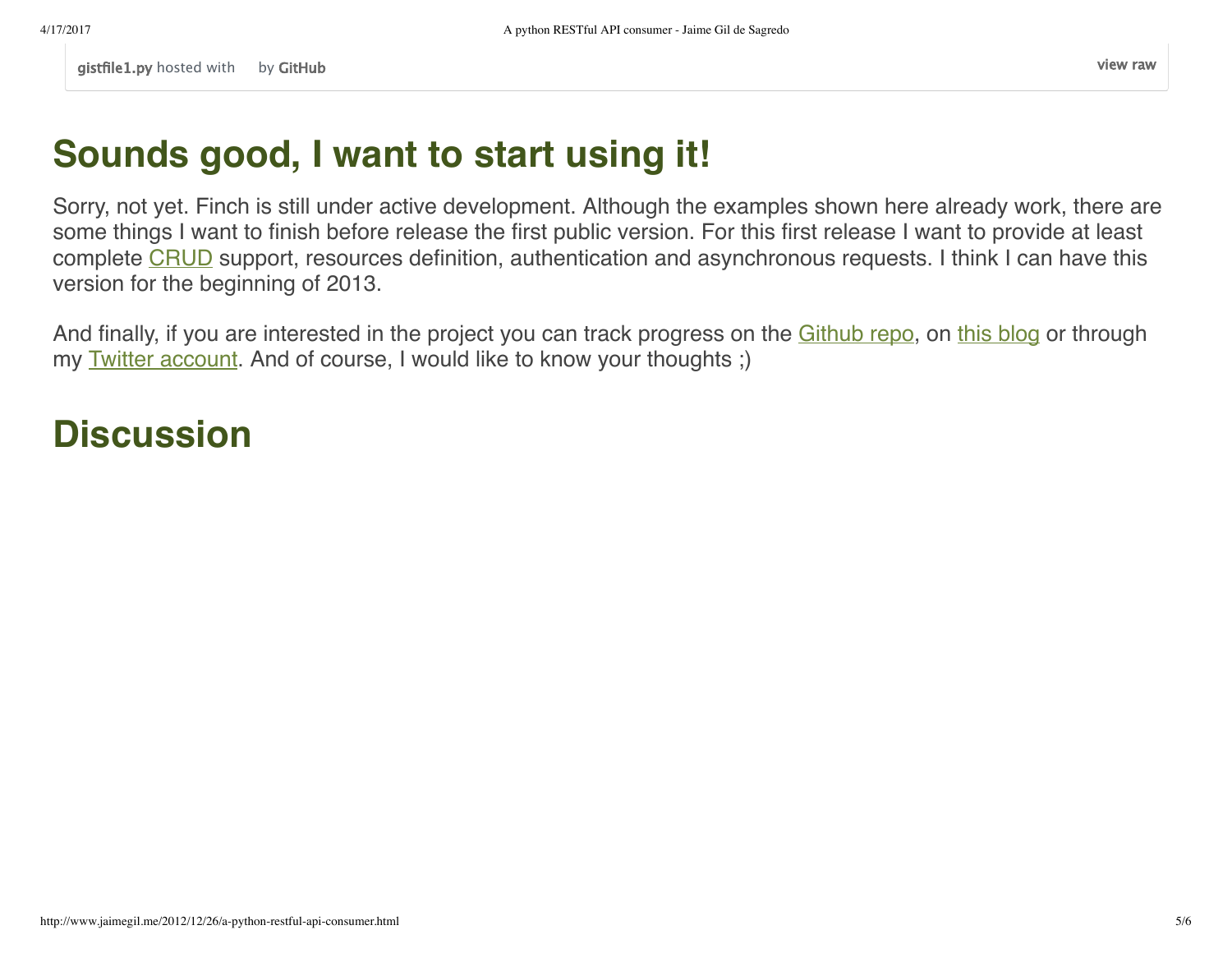gistfile1.py hosted with by GitHub view raw

## Sounds good, I want to start using it!

Sorry, not yet. Finch is still under active development. Although the examples shown here already work, there are some things I want to finish before release the first public version. For this first release I want to provide at least complete CRUD support, resources definition, authentication and asynchronous requests. I think I can have this version for the beginning of 2013.

And finally, if you are interested in the project you can track progress on the Github repo, on this blog or through my Twitter account. And of course, I would like to know your thoughts ;)

## Discussion